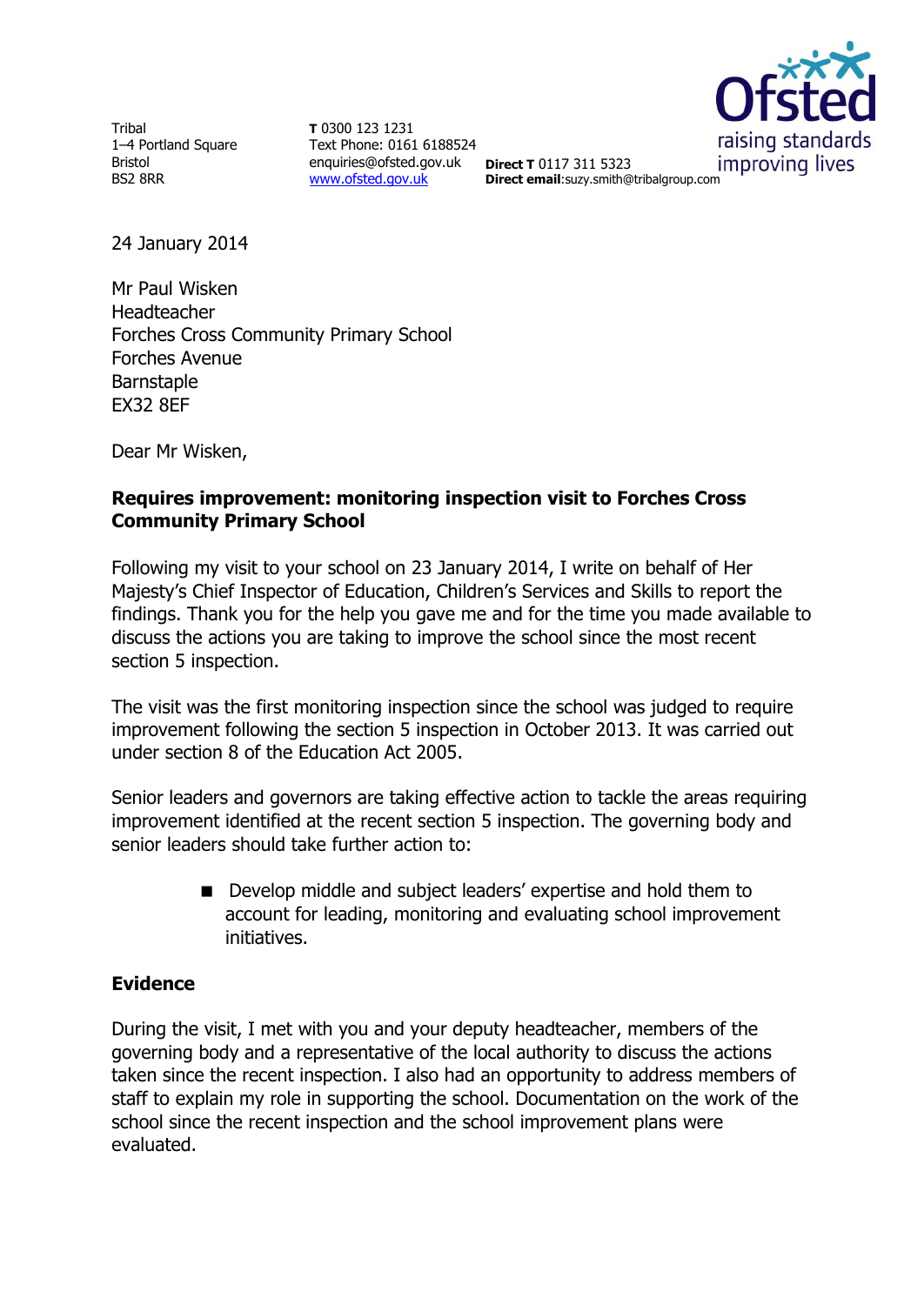Tribal
1–4 Portland Square
Bristol
BS2 8RR

**T** 0300 123 1231
Text Phone: 0161 6188524
enquiries@ofsted.gov.uk
www.ofsted.gov.uk

**Direct T** 0117 311 5323
**Direct email**:suzy.smith@tribalgroup.com

24 January 2014

Mr Paul Wisken
Headteacher
Forches Cross Community Primary School
Forches Avenue
Barnstaple
EX32 8EF

Dear Mr Wisken,

**Requires improvement: monitoring inspection visit to Forches Cross Community Primary School**

Following my visit to your school on 23 January 2014, I write on behalf of Her Majesty's Chief Inspector of Education, Children's Services and Skills to report the findings. Thank you for the help you gave me and for the time you made available to discuss the actions you are taking to improve the school since the most recent section 5 inspection.

The visit was the first monitoring inspection since the school was judged to require improvement following the section 5 inspection in October 2013. It was carried out under section 8 of the Education Act 2005.

Senior leaders and governors are taking effective action to tackle the areas requiring improvement identified at the recent section 5 inspection. The governing body and senior leaders should take further action to:

- Develop middle and subject leaders' expertise and hold them to account for leading, monitoring and evaluating school improvement initiatives.

## Evidence

During the visit, I met with you and your deputy headteacher, members of the governing body and a representative of the local authority to discuss the actions taken since the recent inspection. I also had an opportunity to address members of staff to explain my role in supporting the school. Documentation on the work of the school since the recent inspection and the school improvement plans were evaluated.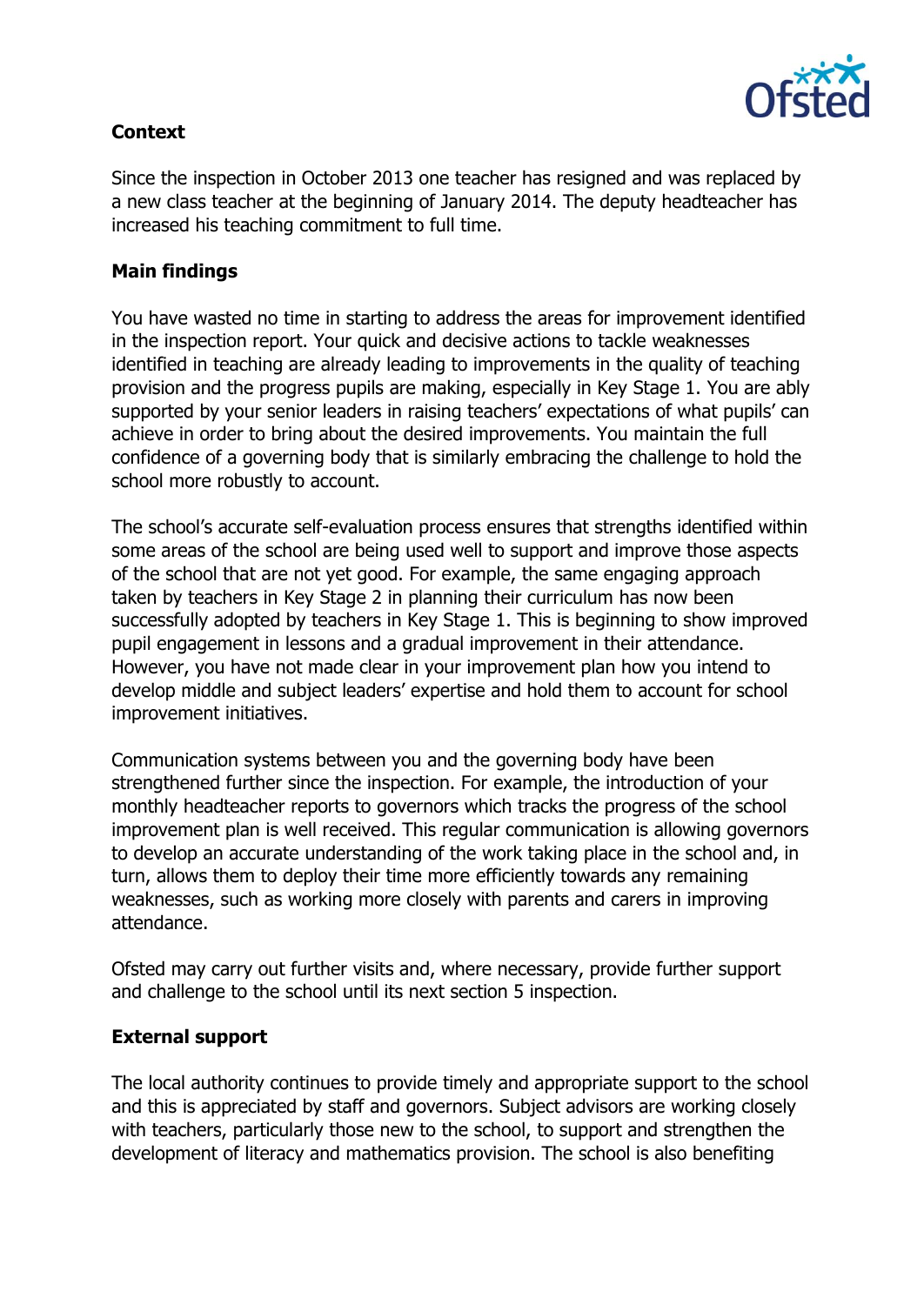**Context**

Since the inspection in October 2013 one teacher has resigned and was replaced by a new class teacher at the beginning of January 2014. The deputy headteacher has increased his teaching commitment to full time.

**Main findings**

You have wasted no time in starting to address the areas for improvement identified in the inspection report. Your quick and decisive actions to tackle weaknesses identified in teaching are already leading to improvements in the quality of teaching provision and the progress pupils are making, especially in Key Stage 1. You are ably supported by your senior leaders in raising teachers' expectations of what pupils' can achieve in order to bring about the desired improvements. You maintain the full confidence of a governing body that is similarly embracing the challenge to hold the school more robustly to account.

The school's accurate self-evaluation process ensures that strengths identified within some areas of the school are being used well to support and improve those aspects of the school that are not yet good. For example, the same engaging approach taken by teachers in Key Stage 2 in planning their curriculum has now been successfully adopted by teachers in Key Stage 1. This is beginning to show improved pupil engagement in lessons and a gradual improvement in their attendance. However, you have not made clear in your improvement plan how you intend to develop middle and subject leaders' expertise and hold them to account for school improvement initiatives.

Communication systems between you and the governing body have been strengthened further since the inspection. For example, the introduction of your monthly headteacher reports to governors which tracks the progress of the school improvement plan is well received. This regular communication is allowing governors to develop an accurate understanding of the work taking place in the school and, in turn, allows them to deploy their time more efficiently towards any remaining weaknesses, such as working more closely with parents and carers in improving attendance.

Ofsted may carry out further visits and, where necessary, provide further support and challenge to the school until its next section 5 inspection.

**External support**

The local authority continues to provide timely and appropriate support to the school and this is appreciated by staff and governors. Subject advisors are working closely with teachers, particularly those new to the school, to support and strengthen the development of literacy and mathematics provision. The school is also benefiting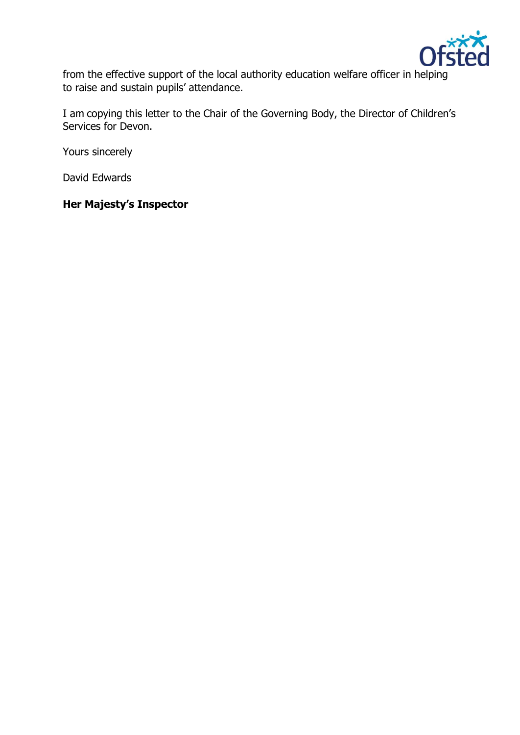from the effective support of the local authority education welfare officer in helping to raise and sustain pupils' attendance.

I am copying this letter to the Chair of the Governing Body, the Director of Children's Services for Devon.

Yours sincerely

David Edwards

**Her Majesty's Inspector**